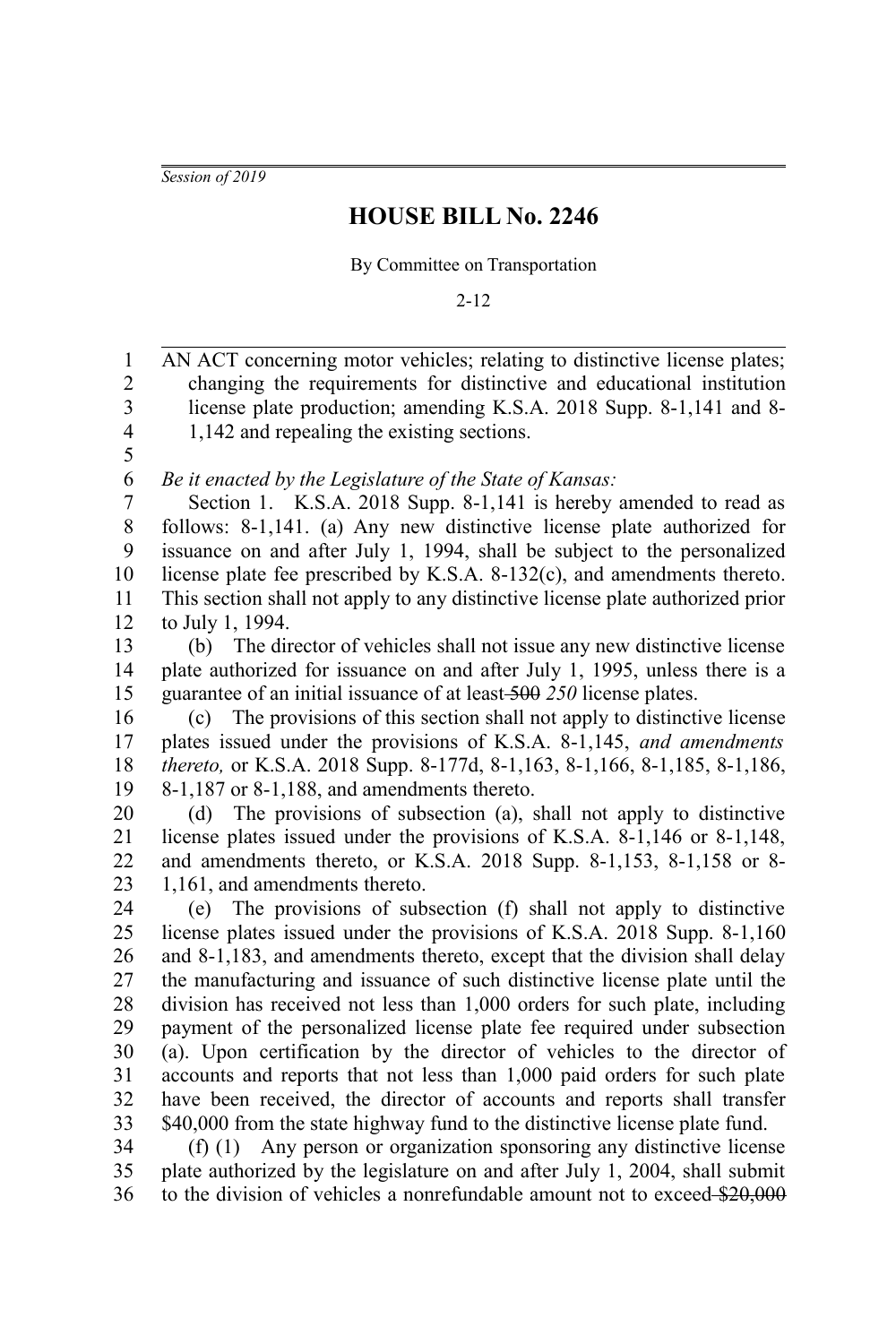*Session of 2019*

# HOUSE BILL No. 2246

By Committee on Transportation

2-12

AN ACT concerning motor vehicles; relating to distinctive license plates; changing the requirements for distinctive and educational institution license plate production; amending K.S.A. 2018 Supp. 8-1,141 and 8-1,142 and repealing the existing sections.

*Be it enacted by the Legislature of the State of Kansas:*

Section 1. K.S.A. 2018 Supp. 8-1,141 is hereby amended to read as follows: 8-1,141. (a) Any new distinctive license plate authorized for issuance on and after July 1, 1994, shall be subject to the personalized license plate fee prescribed by K.S.A. 8-132(c), and amendments thereto. This section shall not apply to any distinctive license plate authorized prior to July 1, 1994.

(b) The director of vehicles shall not issue any new distinctive license plate authorized for issuance on and after July 1, 1995, unless there is a guarantee of an initial issuance of at least ~~500~~ *250* license plates.

(c) The provisions of this section shall not apply to distinctive license plates issued under the provisions of K.S.A. 8-1,145, *and amendments thereto,* or K.S.A. 2018 Supp. 8-177d, 8-1,163, 8-1,166, 8-1,185, 8-1,186, 8-1,187 or 8-1,188, and amendments thereto.

(d) The provisions of subsection (a), shall not apply to distinctive license plates issued under the provisions of K.S.A. 8-1,146 or 8-1,148, and amendments thereto, or K.S.A. 2018 Supp. 8-1,153, 8-1,158 or 8-1,161, and amendments thereto.

(e) The provisions of subsection (f) shall not apply to distinctive license plates issued under the provisions of K.S.A. 2018 Supp. 8-1,160 and 8-1,183, and amendments thereto, except that the division shall delay the manufacturing and issuance of such distinctive license plate until the division has received not less than 1,000 orders for such plate, including payment of the personalized license plate fee required under subsection (a). Upon certification by the director of vehicles to the director of accounts and reports that not less than 1,000 paid orders for such plate have been received, the director of accounts and reports shall transfer $40,000 from the state highway fund to the distinctive license plate fund.

(f) (1) Any person or organization sponsoring any distinctive license plate authorized by the legislature on and after July 1, 2004, shall submit to the division of vehicles a nonrefundable amount not to exceed ~~$20,000~~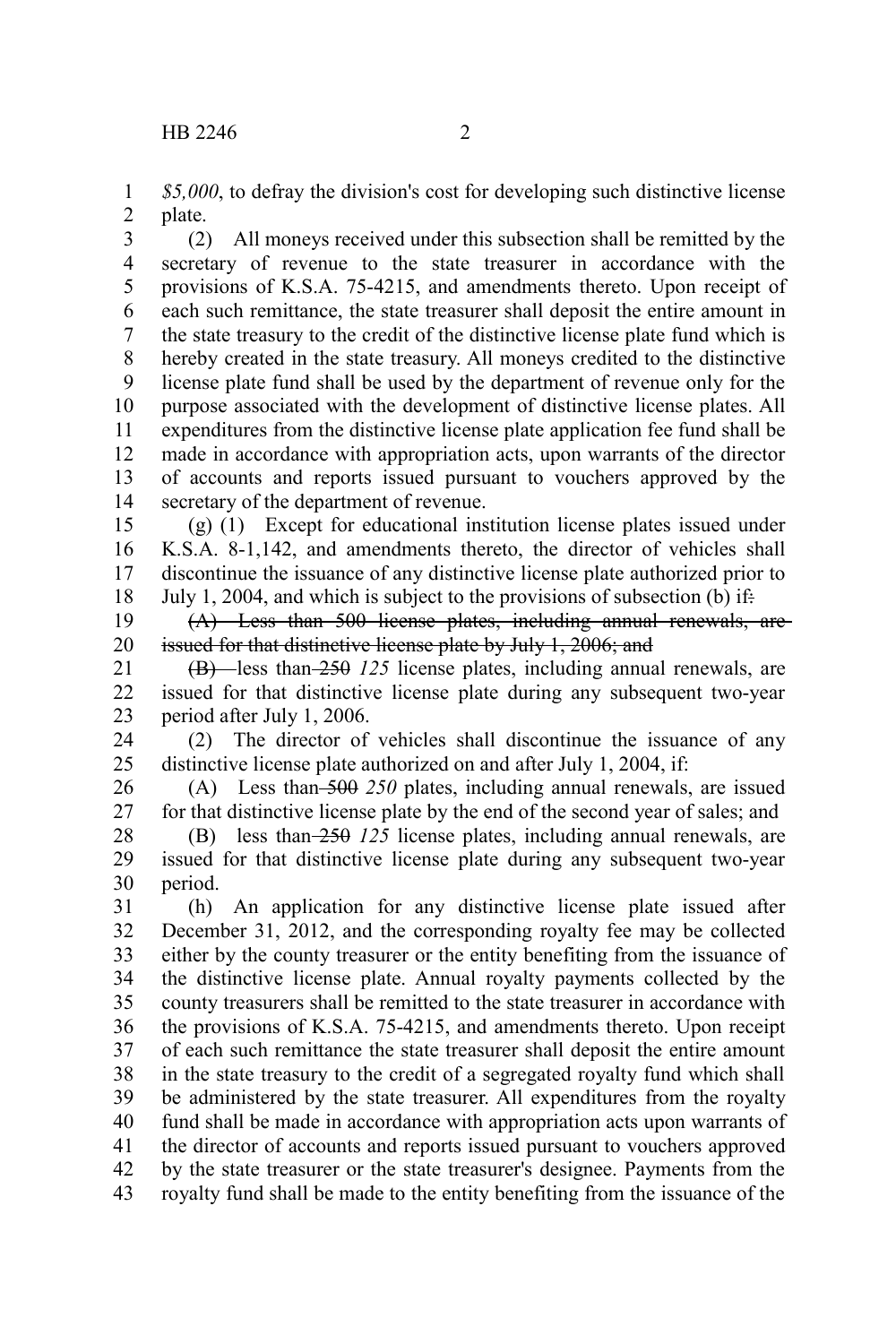*$5,000*, to defray the division's cost for developing such distinctive license plate.

(2) All moneys received under this subsection shall be remitted by the secretary of revenue to the state treasurer in accordance with the provisions of K.S.A. 75-4215, and amendments thereto. Upon receipt of each such remittance, the state treasurer shall deposit the entire amount in the state treasury to the credit of the distinctive license plate fund which is hereby created in the state treasury. All moneys credited to the distinctive license plate fund shall be used by the department of revenue only for the purpose associated with the development of distinctive license plates. All expenditures from the distinctive license plate application fee fund shall be made in accordance with appropriation acts, upon warrants of the director of accounts and reports issued pursuant to vouchers approved by the secretary of the department of revenue.

(g) (1) Except for educational institution license plates issued under K.S.A. 8-1,142, and amendments thereto, the director of vehicles shall discontinue the issuance of any distinctive license plate authorized prior to July 1, 2004, and which is subject to the provisions of subsection (b) if~~:~~

~~(A) Less than 500 license plates, including annual renewals, are issued for that distinctive license plate by July 1, 2006; and~~

~~(B)~~ less than ~~250~~ *125* license plates, including annual renewals, are issued for that distinctive license plate during any subsequent two-year period after July 1, 2006.

(2) The director of vehicles shall discontinue the issuance of any distinctive license plate authorized on and after July 1, 2004, if:

(A) Less than ~~500~~ *250* plates, including annual renewals, are issued for that distinctive license plate by the end of the second year of sales; and

(B) less than ~~250~~ *125* license plates, including annual renewals, are issued for that distinctive license plate during any subsequent two-year period.

(h) An application for any distinctive license plate issued after December 31, 2012, and the corresponding royalty fee may be collected either by the county treasurer or the entity benefiting from the issuance of the distinctive license plate. Annual royalty payments collected by the county treasurers shall be remitted to the state treasurer in accordance with the provisions of K.S.A. 75-4215, and amendments thereto. Upon receipt of each such remittance the state treasurer shall deposit the entire amount in the state treasury to the credit of a segregated royalty fund which shall be administered by the state treasurer. All expenditures from the royalty fund shall be made in accordance with appropriation acts upon warrants of the director of accounts and reports issued pursuant to vouchers approved by the state treasurer or the state treasurer's designee. Payments from the royalty fund shall be made to the entity benefiting from the issuance of the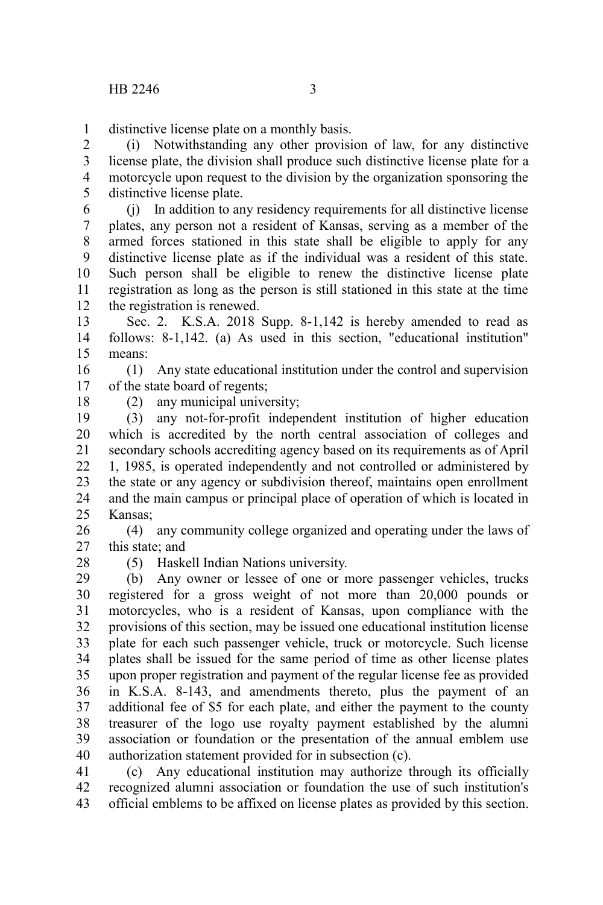distinctive license plate on a monthly basis.

(i) Notwithstanding any other provision of law, for any distinctive license plate, the division shall produce such distinctive license plate for a motorcycle upon request to the division by the organization sponsoring the distinctive license plate.

(j) In addition to any residency requirements for all distinctive license plates, any person not a resident of Kansas, serving as a member of the armed forces stationed in this state shall be eligible to apply for any distinctive license plate as if the individual was a resident of this state. Such person shall be eligible to renew the distinctive license plate registration as long as the person is still stationed in this state at the time the registration is renewed.

Sec. 2. K.S.A. 2018 Supp. 8-1,142 is hereby amended to read as follows: 8-1,142. (a) As used in this section, "educational institution" means:

(1) Any state educational institution under the control and supervision of the state board of regents;

(2) any municipal university;

(3) any not-for-profit independent institution of higher education which is accredited by the north central association of colleges and secondary schools accrediting agency based on its requirements as of April 1, 1985, is operated independently and not controlled or administered by the state or any agency or subdivision thereof, maintains open enrollment and the main campus or principal place of operation of which is located in Kansas;

(4) any community college organized and operating under the laws of this state; and

(5) Haskell Indian Nations university.

(b) Any owner or lessee of one or more passenger vehicles, trucks registered for a gross weight of not more than 20,000 pounds or motorcycles, who is a resident of Kansas, upon compliance with the provisions of this section, may be issued one educational institution license plate for each such passenger vehicle, truck or motorcycle. Such license plates shall be issued for the same period of time as other license plates upon proper registration and payment of the regular license fee as provided in K.S.A. 8-143, and amendments thereto, plus the payment of an additional fee of $5 for each plate, and either the payment to the county treasurer of the logo use royalty payment established by the alumni association or foundation or the presentation of the annual emblem use authorization statement provided for in subsection (c).

(c) Any educational institution may authorize through its officially recognized alumni association or foundation the use of such institution's official emblems to be affixed on license plates as provided by this section.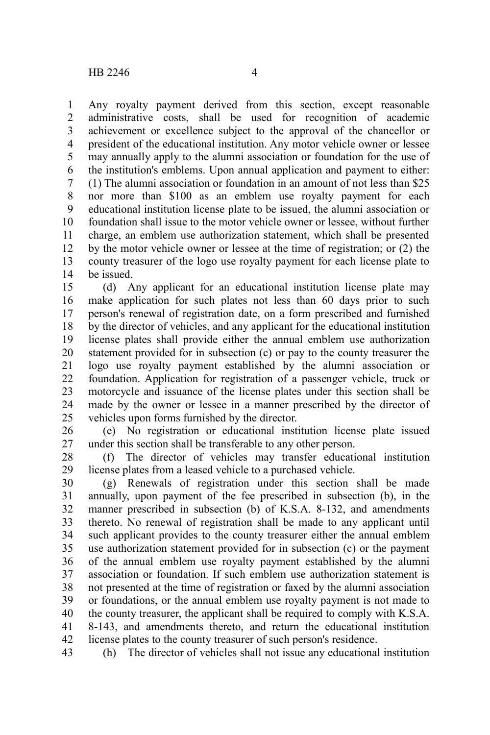Any royalty payment derived from this section, except reasonable administrative costs, shall be used for recognition of academic achievement or excellence subject to the approval of the chancellor or president of the educational institution. Any motor vehicle owner or lessee may annually apply to the alumni association or foundation for the use of the institution's emblems. Upon annual application and payment to either: (1) The alumni association or foundation in an amount of not less than $25 nor more than $100 as an emblem use royalty payment for each educational institution license plate to be issued, the alumni association or foundation shall issue to the motor vehicle owner or lessee, without further charge, an emblem use authorization statement, which shall be presented by the motor vehicle owner or lessee at the time of registration; or (2) the county treasurer of the logo use royalty payment for each license plate to be issued.

(d) Any applicant for an educational institution license plate may make application for such plates not less than 60 days prior to such person's renewal of registration date, on a form prescribed and furnished by the director of vehicles, and any applicant for the educational institution license plates shall provide either the annual emblem use authorization statement provided for in subsection (c) or pay to the county treasurer the logo use royalty payment established by the alumni association or foundation. Application for registration of a passenger vehicle, truck or motorcycle and issuance of the license plates under this section shall be made by the owner or lessee in a manner prescribed by the director of vehicles upon forms furnished by the director.

(e) No registration or educational institution license plate issued under this section shall be transferable to any other person.

(f) The director of vehicles may transfer educational institution license plates from a leased vehicle to a purchased vehicle.

(g) Renewals of registration under this section shall be made annually, upon payment of the fee prescribed in subsection (b), in the manner prescribed in subsection (b) of K.S.A. 8-132, and amendments thereto. No renewal of registration shall be made to any applicant until such applicant provides to the county treasurer either the annual emblem use authorization statement provided for in subsection (c) or the payment of the annual emblem use royalty payment established by the alumni association or foundation. If such emblem use authorization statement is not presented at the time of registration or faxed by the alumni association or foundations, or the annual emblem use royalty payment is not made to the county treasurer, the applicant shall be required to comply with K.S.A. 8-143, and amendments thereto, and return the educational institution license plates to the county treasurer of such person's residence.

(h) The director of vehicles shall not issue any educational institution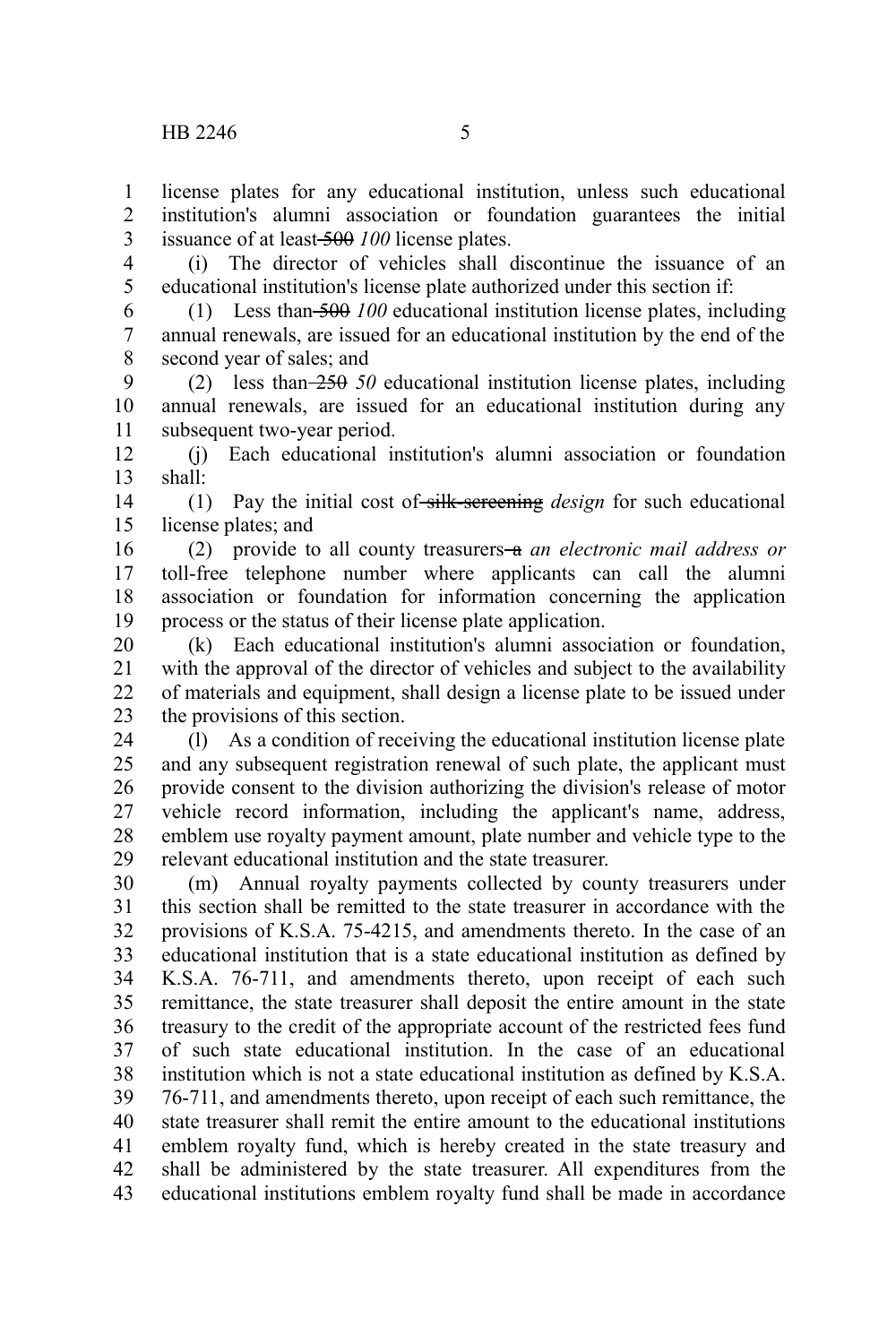license plates for any educational institution, unless such educational institution's alumni association or foundation guarantees the initial issuance of at least ~~500~~ *100* license plates.

(i) The director of vehicles shall discontinue the issuance of an educational institution's license plate authorized under this section if:

(1) Less than ~~500~~ *100* educational institution license plates, including annual renewals, are issued for an educational institution by the end of the second year of sales; and

(2) less than ~~250~~ *50* educational institution license plates, including annual renewals, are issued for an educational institution during any subsequent two-year period.

(j) Each educational institution's alumni association or foundation shall:

(1) Pay the initial cost of ~~silk-screening~~ *design* for such educational license plates; and

(2) provide to all county treasurers ~~a~~ *an electronic mail address or* toll-free telephone number where applicants can call the alumni association or foundation for information concerning the application process or the status of their license plate application.

(k) Each educational institution's alumni association or foundation, with the approval of the director of vehicles and subject to the availability of materials and equipment, shall design a license plate to be issued under the provisions of this section.

(l) As a condition of receiving the educational institution license plate and any subsequent registration renewal of such plate, the applicant must provide consent to the division authorizing the division's release of motor vehicle record information, including the applicant's name, address, emblem use royalty payment amount, plate number and vehicle type to the relevant educational institution and the state treasurer.

(m) Annual royalty payments collected by county treasurers under this section shall be remitted to the state treasurer in accordance with the provisions of K.S.A. 75-4215, and amendments thereto. In the case of an educational institution that is a state educational institution as defined by K.S.A. 76-711, and amendments thereto, upon receipt of each such remittance, the state treasurer shall deposit the entire amount in the state treasury to the credit of the appropriate account of the restricted fees fund of such state educational institution. In the case of an educational institution which is not a state educational institution as defined by K.S.A. 76-711, and amendments thereto, upon receipt of each such remittance, the state treasurer shall remit the entire amount to the educational institutions emblem royalty fund, which is hereby created in the state treasury and shall be administered by the state treasurer. All expenditures from the educational institutions emblem royalty fund shall be made in accordance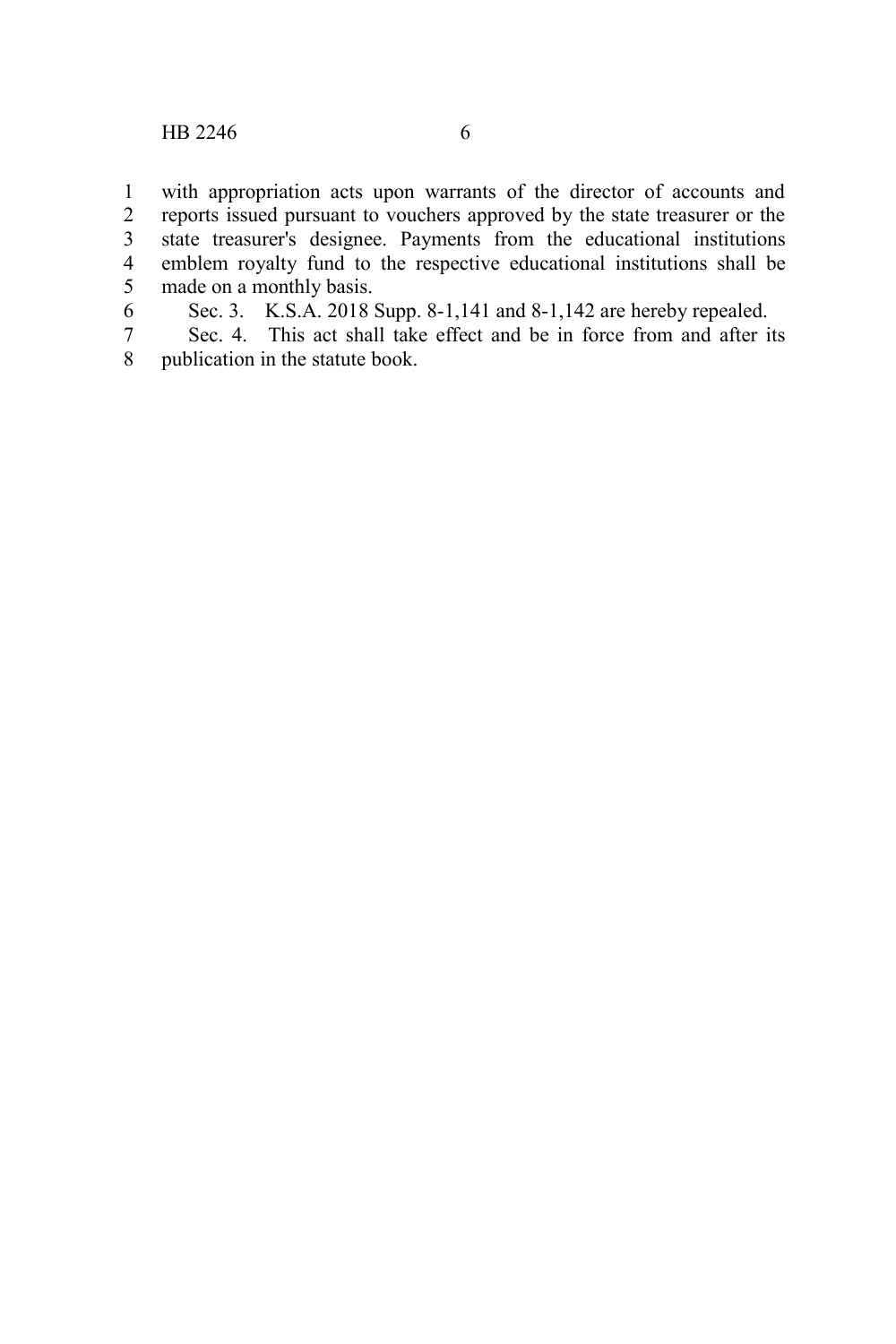with appropriation acts upon warrants of the director of accounts and reports issued pursuant to vouchers approved by the state treasurer or the state treasurer's designee. Payments from the educational institutions emblem royalty fund to the respective educational institutions shall be made on a monthly basis.

Sec. 3. K.S.A. 2018 Supp. 8-1,141 and 8-1,142 are hereby repealed.

Sec. 4. This act shall take effect and be in force from and after its publication in the statute book.